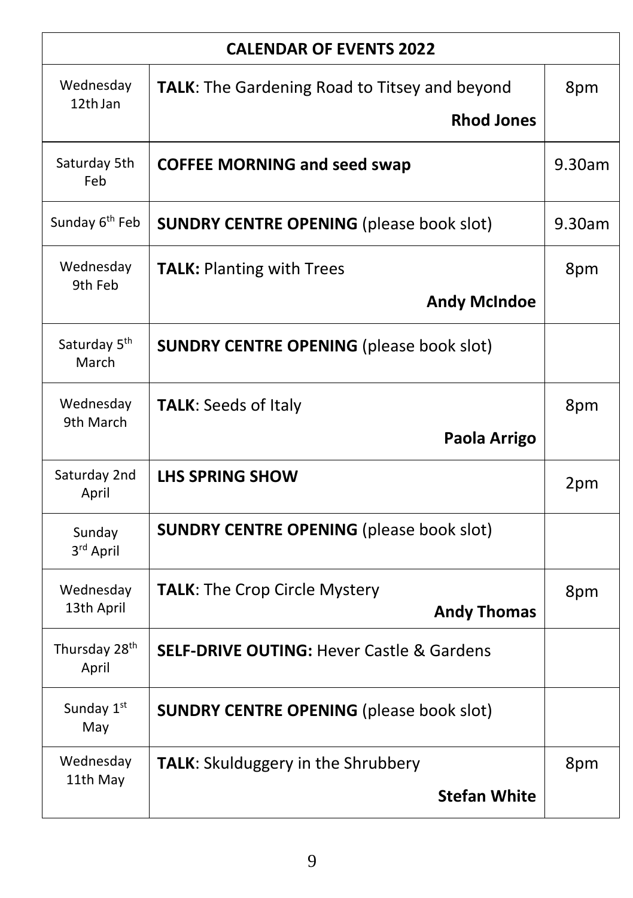| CALENDAR OF EVENTS 2022 | | |
|---|---|---|
| Wednesday 12th Jan | **TALK**: The Gardening Road to Titsey and beyond **Rhod Jones** | 8pm |
| Saturday 5th Feb | **COFFEE MORNING and seed swap** | 9.30am |
| Sunday 6th Feb | **SUNDRY CENTRE OPENING** (please book slot) | 9.30am |
| Wednesday 9th Feb | **TALK:** Planting with Trees **Andy McIndoe** | 8pm |
| Saturday 5th March | **SUNDRY CENTRE OPENING** (please book slot) | |
| Wednesday 9th March | **TALK**: Seeds of Italy **Paola Arrigo** | 8pm |
| Saturday 2nd April | **LHS SPRING SHOW** | 2pm |
| Sunday 3rd April | **SUNDRY CENTRE OPENING** (please book slot) | |
| Wednesday 13th April | **TALK**: The Crop Circle Mystery **Andy Thomas** | 8pm |
| Thursday 28th April | **SELF-DRIVE OUTING:** Hever Castle & Gardens | |
| Sunday 1st May | **SUNDRY CENTRE OPENING** (please book slot) | |
| Wednesday 11th May | **TALK**: Skulduggery in the Shrubbery **Stefan White** | 8pm |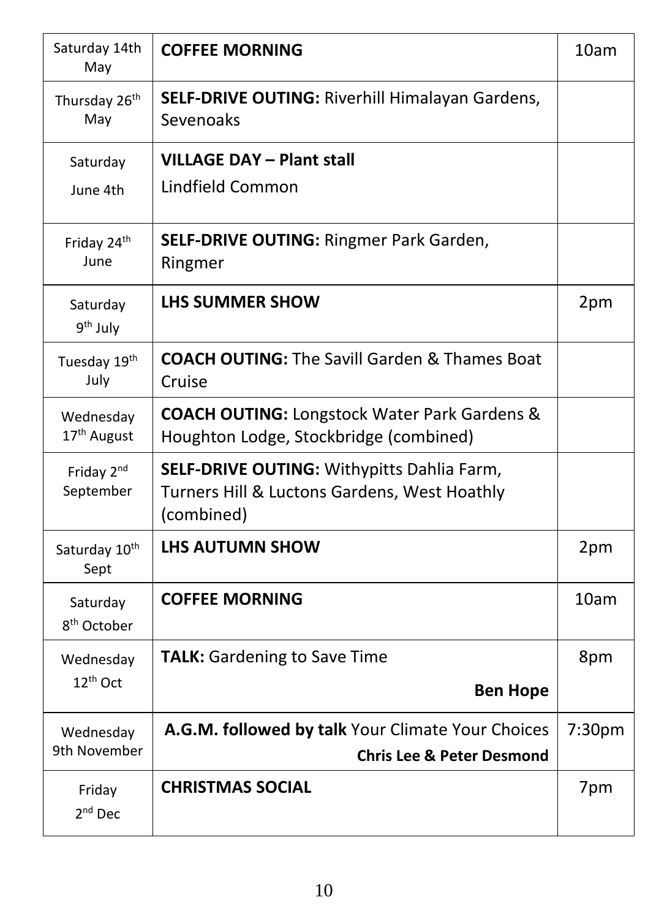| | | |
|---|---|---|
| Saturday 14th May | **COFFEE MORNING** | 10am |
| Thursday 26th May | **SELF-DRIVE OUTING:** Riverhill Himalayan Gardens, Sevenoaks | |
| Saturday June 4th | **VILLAGE DAY – Plant stall** Lindfield Common | |
| Friday 24th June | **SELF-DRIVE OUTING:** Ringmer Park Garden, Ringmer | |
| Saturday 9th July | **LHS SUMMER SHOW** | 2pm |
| Tuesday 19th July | **COACH OUTING:** The Savill Garden & Thames Boat Cruise | |
| Wednesday 17th August | **COACH OUTING:** Longstock Water Park Gardens & Houghton Lodge, Stockbridge (combined) | |
| Friday 2nd September | **SELF-DRIVE OUTING:** Withypitts Dahlia Farm, Turners Hill & Luctons Gardens, West Hoathly (combined) | |
| Saturday 10th Sept | **LHS AUTUMN SHOW** | 2pm |
| Saturday 8th October | **COFFEE MORNING** | 10am |
| Wednesday 12th Oct | **TALK:** Gardening to Save Time **Ben Hope** | 8pm |
| Wednesday 9th November | **A.G.M. followed by talk** Your Climate Your Choices **Chris Lee & Peter Desmond** | 7:30pm |
| Friday 2nd Dec | **CHRISTMAS SOCIAL** | 7pm |